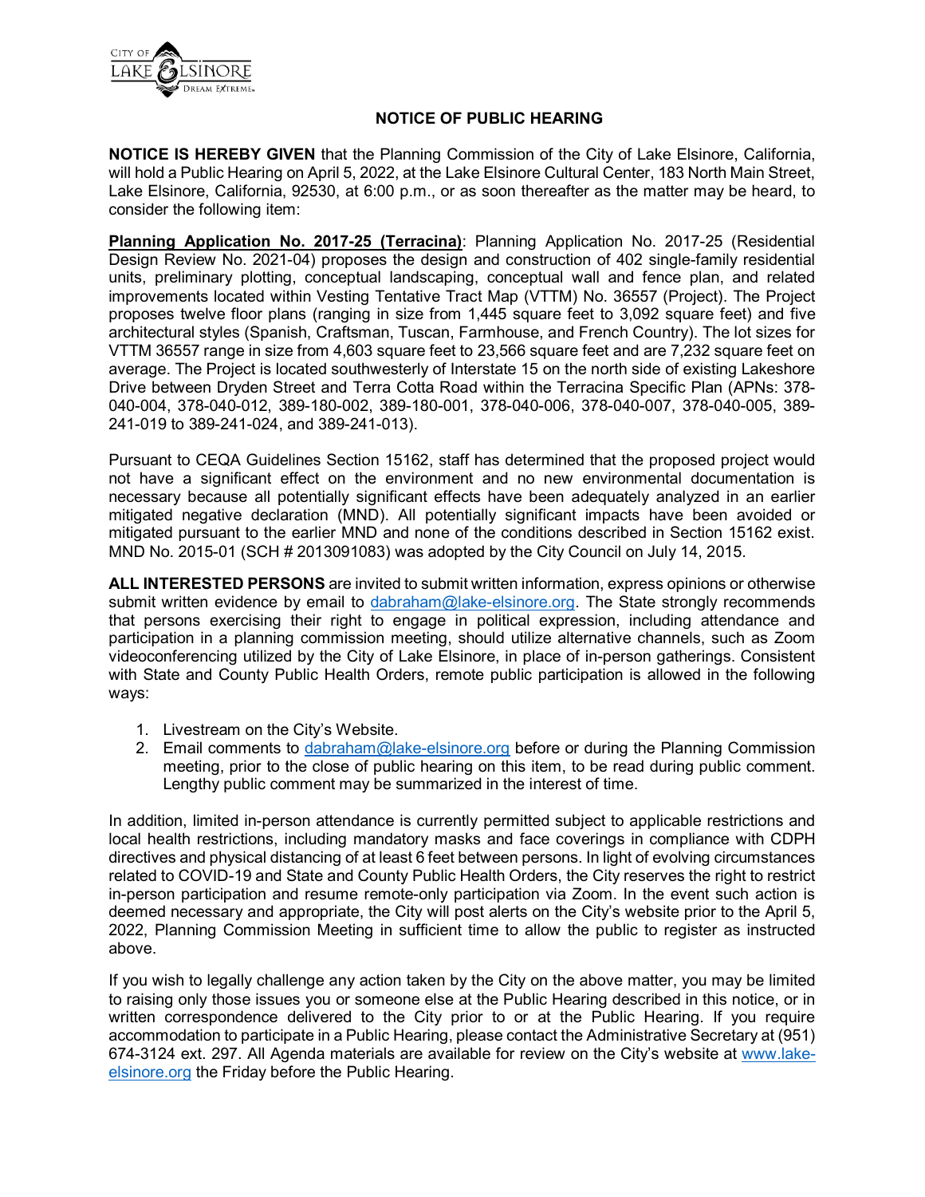## NOTICE OF PUBLIC HEARING

**NOTICE IS HEREBY GIVEN** that the Planning Commission of the City of Lake Elsinore, California, will hold a Public Hearing on April 5, 2022, at the Lake Elsinore Cultural Center, 183 North Main Street, Lake Elsinore, California, 92530, at 6:00 p.m., or as soon thereafter as the matter may be heard, to consider the following item:

**Planning Application No. 2017-25 (Terracina)**: Planning Application No. 2017-25 (Residential Design Review No. 2021-04) proposes the design and construction of 402 single-family residential units, preliminary plotting, conceptual landscaping, conceptual wall and fence plan, and related improvements located within Vesting Tentative Tract Map (VTTM) No. 36557 (Project). The Project proposes twelve floor plans (ranging in size from 1,445 square feet to 3,092 square feet) and five architectural styles (Spanish, Craftsman, Tuscan, Farmhouse, and French Country). The lot sizes for VTTM 36557 range in size from 4,603 square feet to 23,566 square feet and are 7,232 square feet on average. The Project is located southwesterly of Interstate 15 on the north side of existing Lakeshore Drive between Dryden Street and Terra Cotta Road within the Terracina Specific Plan (APNs: 378-040-004, 378-040-012, 389-180-002, 389-180-001, 378-040-006, 378-040-007, 378-040-005, 389-241-019 to 389-241-024, and 389-241-013).

Pursuant to CEQA Guidelines Section 15162, staff has determined that the proposed project would not have a significant effect on the environment and no new environmental documentation is necessary because all potentially significant effects have been adequately analyzed in an earlier mitigated negative declaration (MND). All potentially significant impacts have been avoided or mitigated pursuant to the earlier MND and none of the conditions described in Section 15162 exist. MND No. 2015-01 (SCH # 2013091083) was adopted by the City Council on July 14, 2015.

**ALL INTERESTED PERSONS** are invited to submit written information, express opinions or otherwise submit written evidence by email to dabraham@lake-elsinore.org. The State strongly recommends that persons exercising their right to engage in political expression, including attendance and participation in a planning commission meeting, should utilize alternative channels, such as Zoom videoconferencing utilized by the City of Lake Elsinore, in place of in-person gatherings. Consistent with State and County Public Health Orders, remote public participation is allowed in the following ways:

1. Livestream on the City's Website.
2. Email comments to dabraham@lake-elsinore.org before or during the Planning Commission meeting, prior to the close of public hearing on this item, to be read during public comment. Lengthy public comment may be summarized in the interest of time.

In addition, limited in-person attendance is currently permitted subject to applicable restrictions and local health restrictions, including mandatory masks and face coverings in compliance with CDPH directives and physical distancing of at least 6 feet between persons. In light of evolving circumstances related to COVID-19 and State and County Public Health Orders, the City reserves the right to restrict in-person participation and resume remote-only participation via Zoom. In the event such action is deemed necessary and appropriate, the City will post alerts on the City's website prior to the April 5, 2022, Planning Commission Meeting in sufficient time to allow the public to register as instructed above.

If you wish to legally challenge any action taken by the City on the above matter, you may be limited to raising only those issues you or someone else at the Public Hearing described in this notice, or in written correspondence delivered to the City prior to or at the Public Hearing. If you require accommodation to participate in a Public Hearing, please contact the Administrative Secretary at (951) 674-3124 ext. 297. All Agenda materials are available for review on the City's website at www.lake-elsinore.org the Friday before the Public Hearing.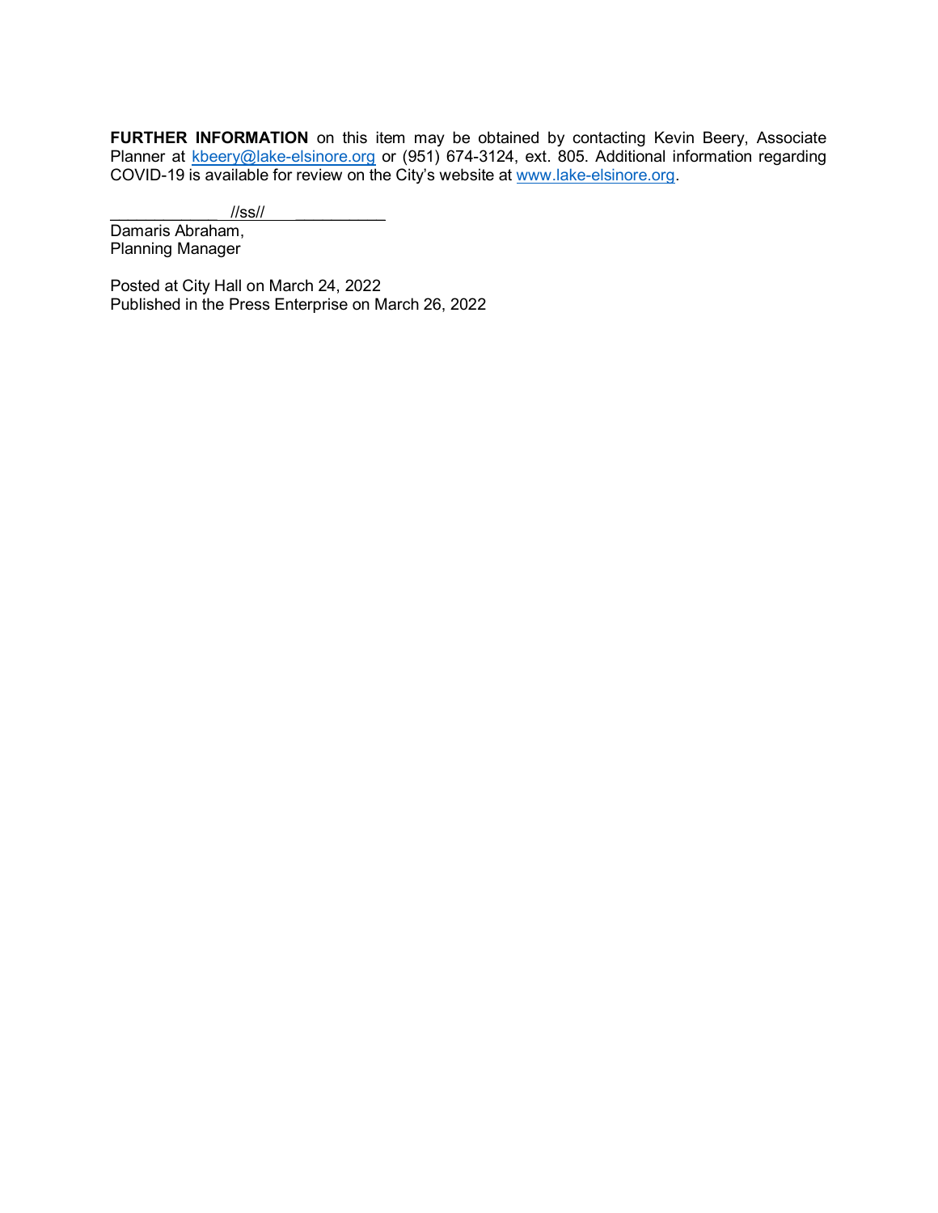**FURTHER INFORMATION** on this item may be obtained by contacting Kevin Beery, Associate Planner at kbeery@lake-elsinore.org or (951) 674-3124, ext. 805. Additional information regarding COVID-19 is available for review on the City's website at www.lake-elsinore.org.

____________ //ss// __________  
Damaris Abraham,  
Planning Manager

Posted at City Hall on March 24, 2022  
Published in the Press Enterprise on March 26, 2022